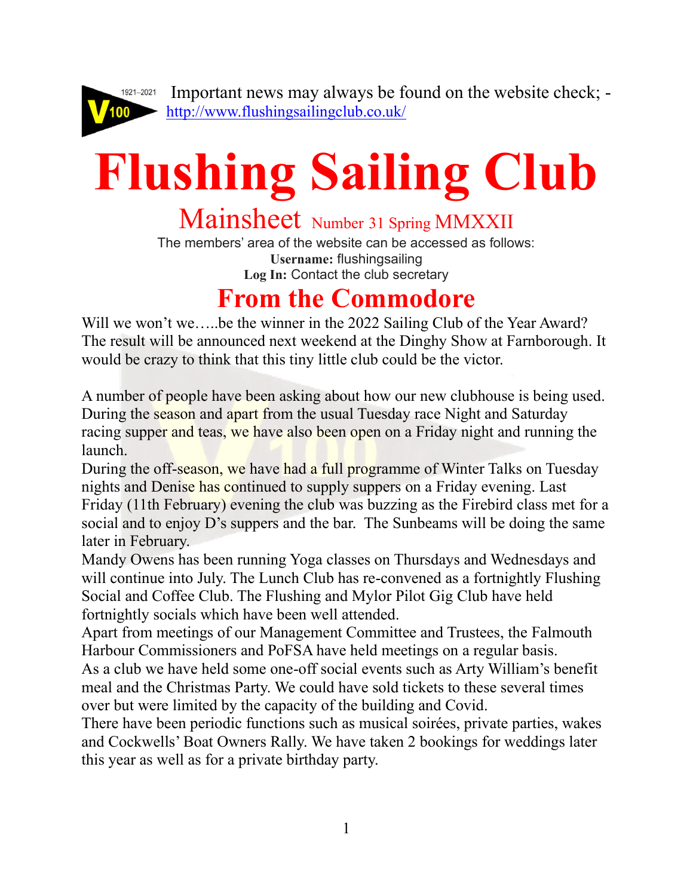Important news may always be found on the website check; - http://www.flushingsailingclub.co.uk/

# Flushing Sailing Club

## Mainsheet Number 31 Spring MMXXII

The members' area of the website can be accessed as follows:
**Username:** flushingsailing
**Log In:** Contact the club secretary

## From the Commodore

Will we won't we…..be the winner in the 2022 Sailing Club of the Year Award? The result will be announced next weekend at the Dinghy Show at Farnborough. It would be crazy to think that this tiny little club could be the victor.

A number of people have been asking about how our new clubhouse is being used. During the season and apart from the usual Tuesday race Night and Saturday racing supper and teas, we have also been open on a Friday night and running the launch.
During the off-season, we have had a full programme of Winter Talks on Tuesday nights and Denise has continued to supply suppers on a Friday evening. Last Friday (11th February) evening the club was buzzing as the Firebird class met for a social and to enjoy D's suppers and the bar. The Sunbeams will be doing the same later in February.
Mandy Owens has been running Yoga classes on Thursdays and Wednesdays and will continue into July. The Lunch Club has re-convened as a fortnightly Flushing Social and Coffee Club. The Flushing and Mylor Pilot Gig Club have held fortnightly socials which have been well attended.
Apart from meetings of our Management Committee and Trustees, the Falmouth Harbour Commissioners and PoFSA have held meetings on a regular basis.
As a club we have held some one-off social events such as Arty William's benefit meal and the Christmas Party. We could have sold tickets to these several times over but were limited by the capacity of the building and Covid.
There have been periodic functions such as musical soirées, private parties, wakes and Cockwells' Boat Owners Rally. We have taken 2 bookings for weddings later this year as well as for a private birthday party.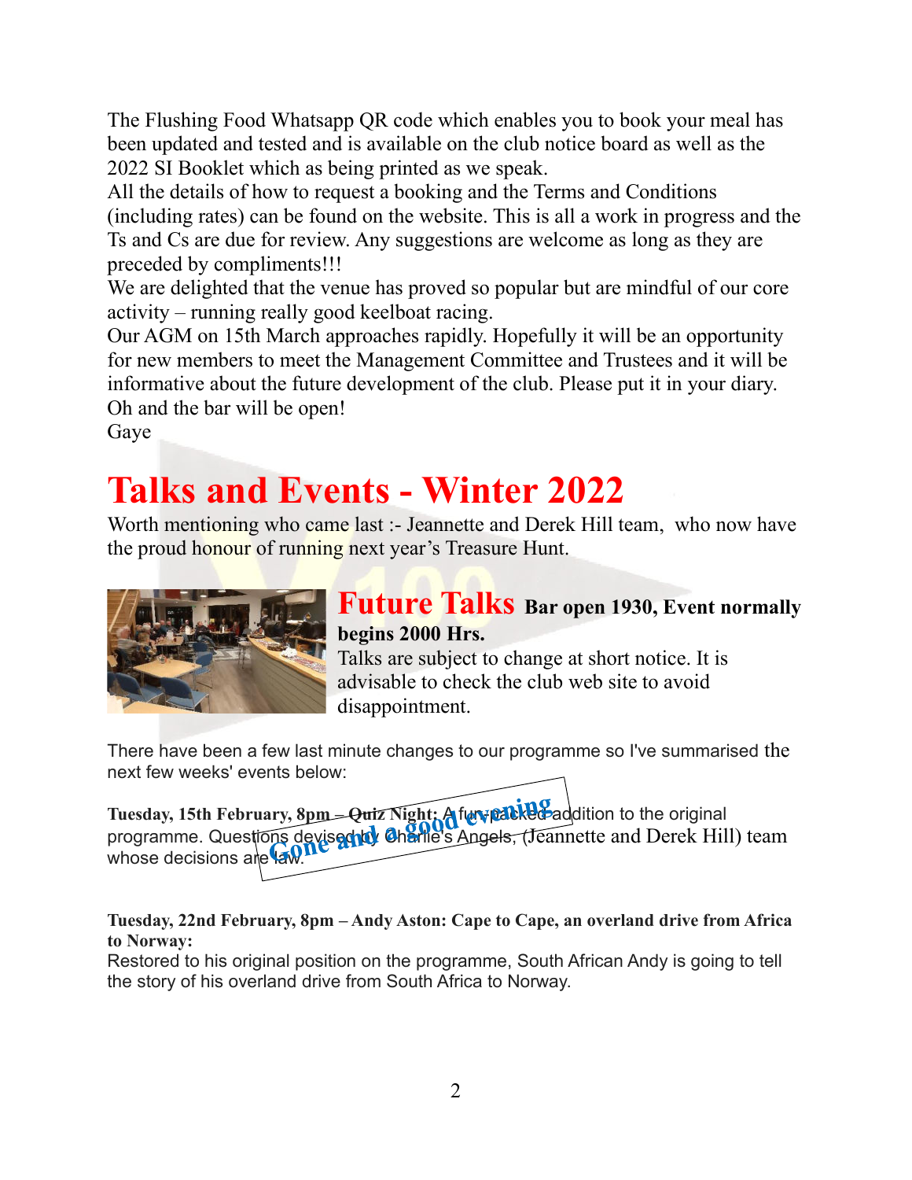The Flushing Food Whatsapp QR code which enables you to book your meal has been updated and tested and is available on the club notice board as well as the 2022 SI Booklet which as being printed as we speak.

All the details of how to request a booking and the Terms and Conditions (including rates) can be found on the website. This is all a work in progress and the Ts and Cs are due for review. Any suggestions are welcome as long as they are preceded by compliments!!!

We are delighted that the venue has proved so popular but are mindful of our core activity – running really good keelboat racing.

Our AGM on 15th March approaches rapidly. Hopefully it will be an opportunity for new members to meet the Management Committee and Trustees and it will be informative about the future development of the club. Please put it in your diary. Oh and the bar will be open!

Gaye

# Talks and Events - Winter 2022

Worth mentioning who came last :- Jeannette and Derek Hill team, who now have the proud honour of running next year's Treasure Hunt.

## Future Talks **Bar open 1930, Event normally begins 2000 Hrs.**

Talks are subject to change at short notice. It is advisable to check the club web site to avoid disappointment.

There have been a few last minute changes to our programme so I've summarised the next few weeks' events below:

**Tuesday, 15th February, 8pm – Quiz Night:** A fun packed addition to the original programme. Questions devised by Charlie's Angels, (Jeannette and Derek Hill) team whose decisions are law.

*Gone and a good evening*

**Tuesday, 22nd February, 8pm – Andy Aston: Cape to Cape, an overland drive from Africa to Norway:**

Restored to his original position on the programme, South African Andy is going to tell the story of his overland drive from South Africa to Norway.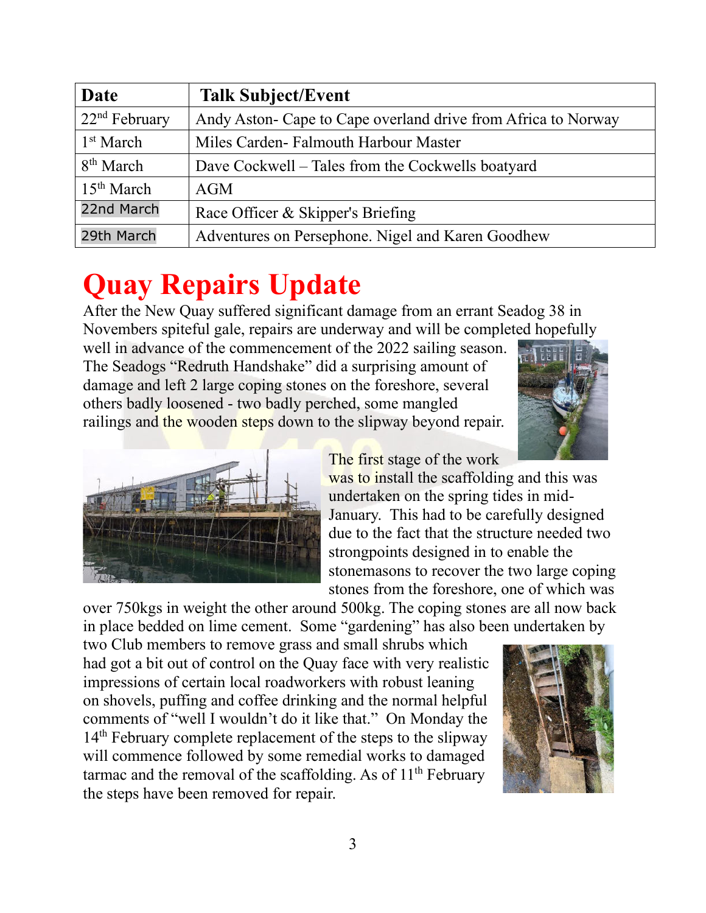| Date | Talk Subject/Event |
| --- | --- |
| 22nd February | Andy Aston- Cape to Cape overland drive from Africa to Norway |
| 1st March | Miles Carden- Falmouth Harbour Master |
| 8th March | Dave Cockwell – Tales from the Cockwells boatyard |
| 15th March | AGM |
| 22nd March | Race Officer & Skipper's Briefing |
| 29th March | Adventures on Persephone. Nigel and Karen Goodhew |

# Quay Repairs Update

After the New Quay suffered significant damage from an errant Seadog 38 in Novembers spiteful gale, repairs are underway and will be completed hopefully well in advance of the commencement of the 2022 sailing season. The Seadogs "Redruth Handshake" did a surprising amount of damage and left 2 large coping stones on the foreshore, several others badly loosened - two badly perched, some mangled railings and the wooden steps down to the slipway beyond repair.

The first stage of the work was to install the scaffolding and this was undertaken on the spring tides in mid-January. This had to be carefully designed due to the fact that the structure needed two strongpoints designed in to enable the stonemasons to recover the two large coping stones from the foreshore, one of which was over 750kgs in weight the other around 500kg. The coping stones are all now back in place bedded on lime cement. Some "gardening" has also been undertaken by two Club members to remove grass and small shrubs which had got a bit out of control on the Quay face with very realistic impressions of certain local roadworkers with robust leaning on shovels, puffing and coffee drinking and the normal helpful comments of "well I wouldn't do it like that." On Monday the 14th February complete replacement of the steps to the slipway will commence followed by some remedial works to damaged tarmac and the removal of the scaffolding. As of 11th February the steps have been removed for repair.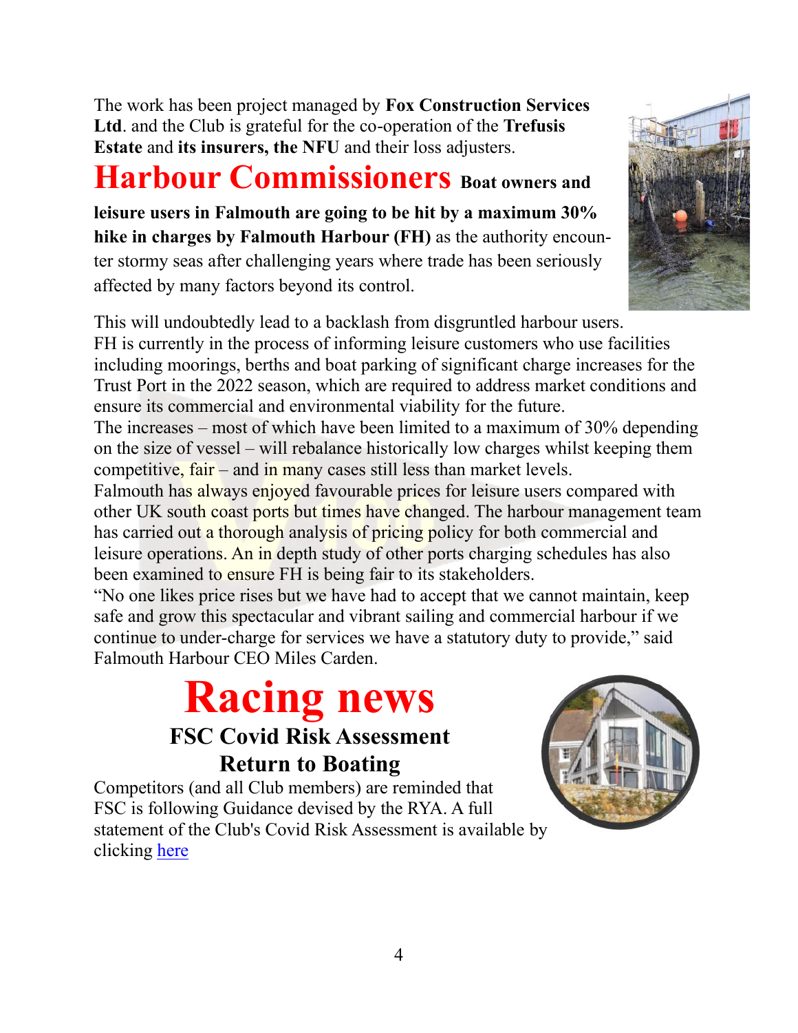The work has been project managed by **Fox Construction Services Ltd**. and the Club is grateful for the co-operation of the **Trefusis Estate** and **its insurers, the NFU** and their loss adjusters.

# Harbour Commissioners

**Boat owners and leisure users in Falmouth are going to be hit by a maximum 30% hike in charges by Falmouth Harbour (FH)** as the authority encounter stormy seas after challenging years where trade has been seriously affected by many factors beyond its control.

This will undoubtedly lead to a backlash from disgruntled harbour users.

FH is currently in the process of informing leisure customers who use facilities including moorings, berths and boat parking of significant charge increases for the Trust Port in the 2022 season, which are required to address market conditions and ensure its commercial and environmental viability for the future.

The increases – most of which have been limited to a maximum of 30% depending on the size of vessel – will rebalance historically low charges whilst keeping them competitive, fair – and in many cases still less than market levels.

Falmouth has always enjoyed favourable prices for leisure users compared with other UK south coast ports but times have changed. The harbour management team has carried out a thorough analysis of pricing policy for both commercial and leisure operations. An in depth study of other ports charging schedules has also been examined to ensure FH is being fair to its stakeholders.

"No one likes price rises but we have had to accept that we cannot maintain, keep safe and grow this spectacular and vibrant sailing and commercial harbour if we continue to under-charge for services we have a statutory duty to provide," said Falmouth Harbour CEO Miles Carden.

# Racing news

## FSC Covid Risk Assessment Return to Boating

Competitors (and all Club members) are reminded that FSC is following Guidance devised by the RYA. A full statement of the Club's Covid Risk Assessment is available by clicking here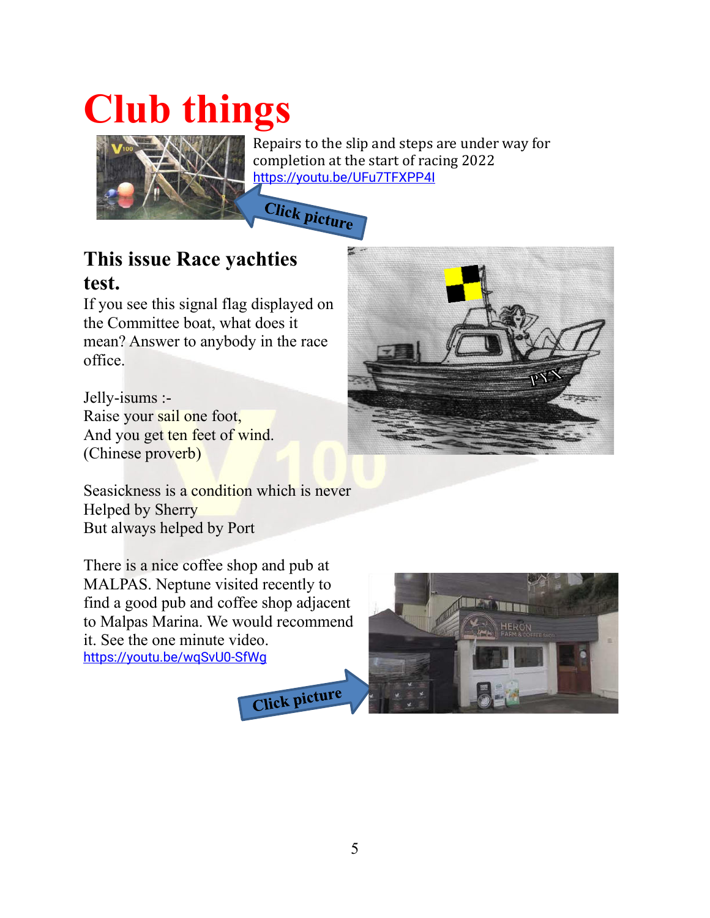# Club things

Repairs to the slip and steps are under way for completion at the start of racing 2022
https://youtu.be/UFu7TFXPP4I

Click picture

## This issue Race yachties test.

If you see this signal flag displayed on the Committee boat, what does it mean? Answer to anybody in the race office.

Jelly-isums :-
Raise your sail one foot,
And you get ten feet of wind.
(Chinese proverb)

Seasickness is a condition which is never
Helped by Sherry
But always helped by Port

There is a nice coffee shop and pub at MALPAS. Neptune visited recently to find a good pub and coffee shop adjacent to Malpas Marina. We would recommend it. See the one minute video.
https://youtu.be/wqSvU0-SfWg

Click picture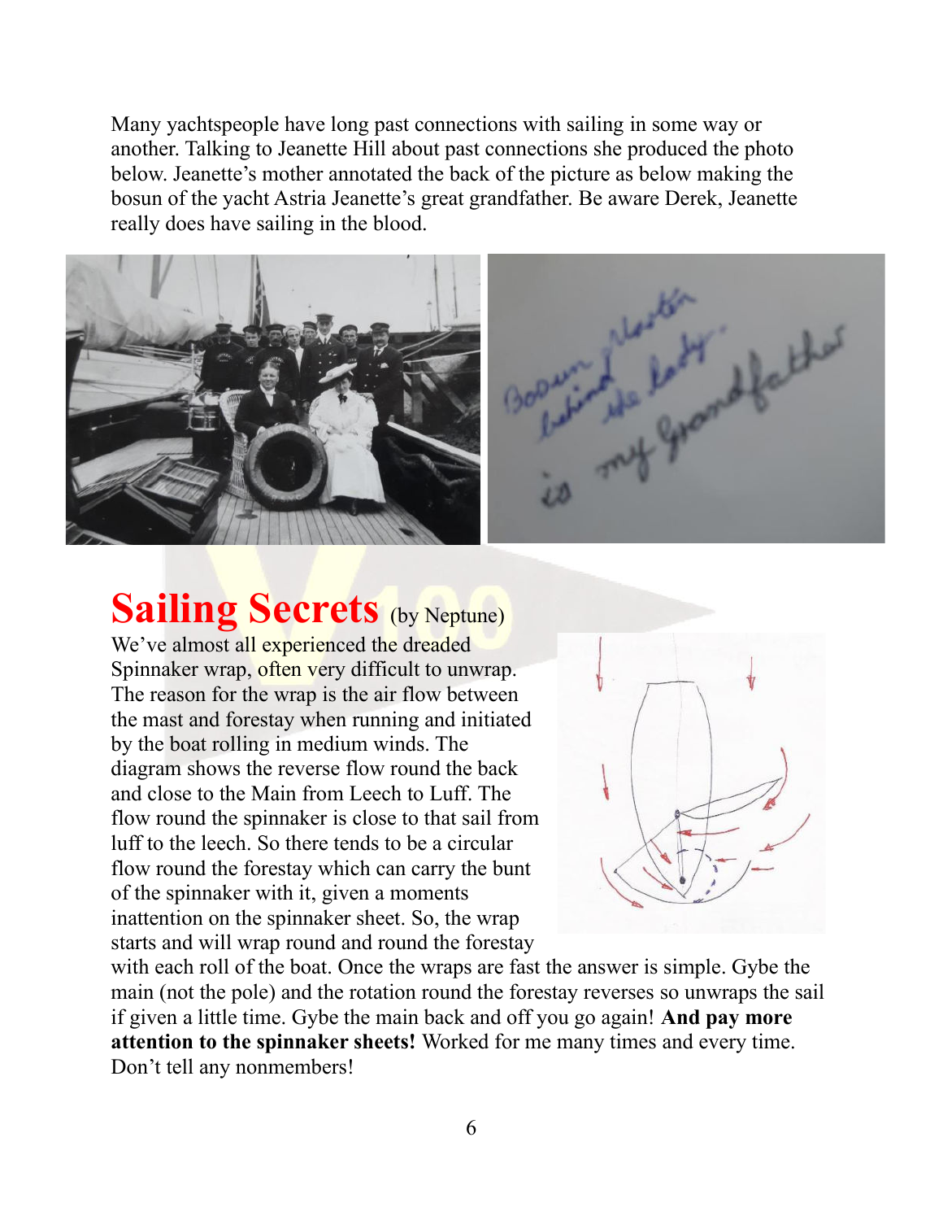Many yachtspeople have long past connections with sailing in some way or another. Talking to Jeanette Hill about past connections she produced the photo below. Jeanette's mother annotated the back of the picture as below making the bosun of the yacht Astria Jeanette's great grandfather. Be aware Derek, Jeanette really does have sailing in the blood.

## Sailing Secrets (by Neptune)

We've almost all experienced the dreaded Spinnaker wrap, often very difficult to unwrap. The reason for the wrap is the air flow between the mast and forestay when running and initiated by the boat rolling in medium winds. The diagram shows the reverse flow round the back and close to the Main from Leech to Luff. The flow round the spinnaker is close to that sail from luff to the leech. So there tends to be a circular flow round the forestay which can carry the bunt of the spinnaker with it, given a moments inattention on the spinnaker sheet. So, the wrap starts and will wrap round and round the forestay with each roll of the boat. Once the wraps are fast the answer is simple. Gybe the main (not the pole) and the rotation round the forestay reverses so unwraps the sail if given a little time. Gybe the main back and off you go again! **And pay more attention to the spinnaker sheets!** Worked for me many times and every time. Don't tell any nonmembers!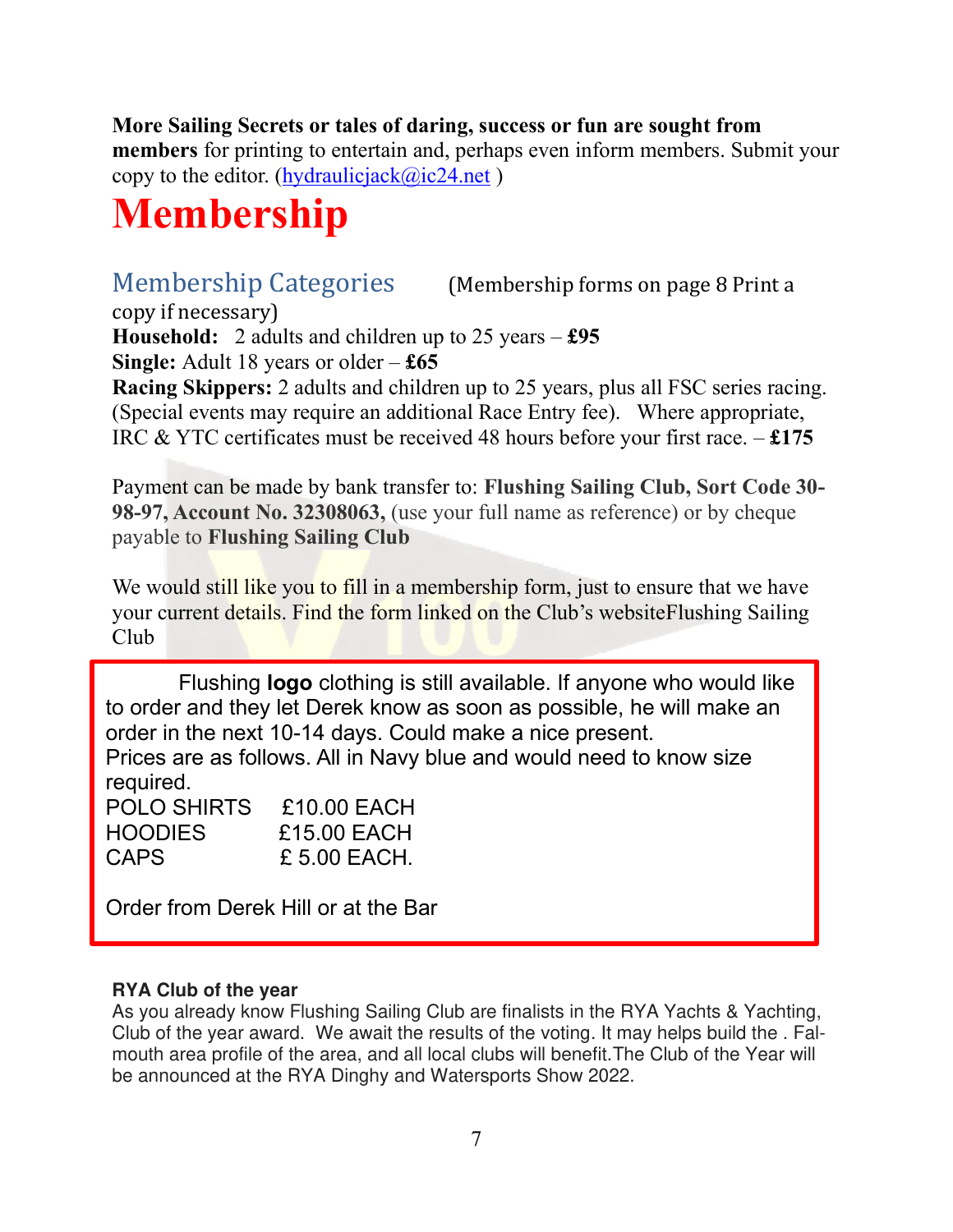**More Sailing Secrets or tales of daring, success or fun are sought from members** for printing to entertain and, perhaps even inform members. Submit your copy to the editor. (hydraulicjack@ic24.net )

# Membership

## Membership Categories

(Membership forms on page 8 Print a copy if necessary)

**Household:** 2 adults and children up to 25 years – **£95**
**Single:** Adult 18 years or older – **£65**
**Racing Skippers:** 2 adults and children up to 25 years, plus all FSC series racing. (Special events may require an additional Race Entry fee). Where appropriate, IRC & YTC certificates must be received 48 hours before your first race. – **£175**

Payment can be made by bank transfer to: **Flushing Sailing Club, Sort Code 30-98-97, Account No. 32308063,** (use your full name as reference) or by cheque payable to **Flushing Sailing Club**

We would still like you to fill in a membership form, just to ensure that we have your current details. Find the form linked on the Club's websiteFlushing Sailing Club

Flushing **logo** clothing is still available. If anyone who would like to order and they let Derek know as soon as possible, he will make an order in the next 10-14 days. Could make a nice present.
Prices are as follows. All in Navy blue and would need to know size required.

| | |
|---|---|
| POLO SHIRTS | £10.00 EACH |
| HOODIES | £15.00 EACH |
| CAPS | £ 5.00 EACH. |

Order from Derek Hill or at the Bar

**RYA Club of the year**
As you already know Flushing Sailing Club are finalists in the RYA Yachts & Yachting, Club of the year award. We await the results of the voting. It may helps build the . Falmouth area profile of the area, and all local clubs will benefit.The Club of the Year will be announced at the RYA Dinghy and Watersports Show 2022.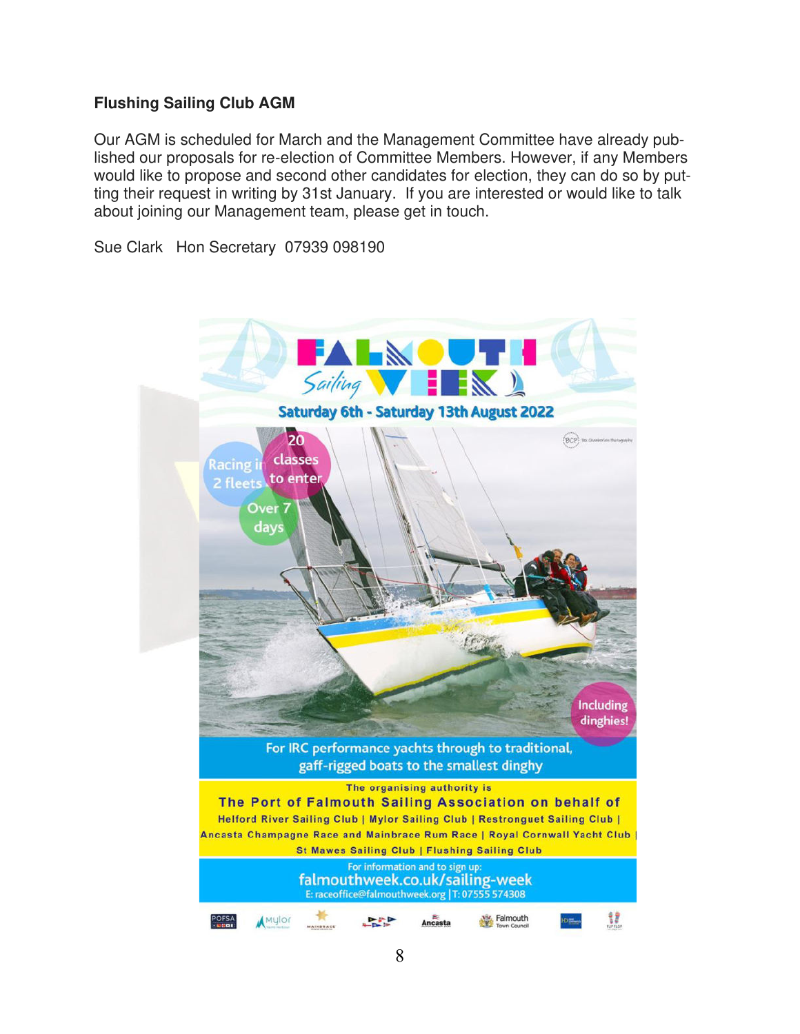**Flushing Sailing Club AGM**

Our AGM is scheduled for March and the Management Committee have already published our proposals for re-election of Committee Members. However, if any Members would like to propose and second other candidates for election, they can do so by putting their request in writing by 31st January. If you are interested or would like to talk about joining our Management team, please get in touch.

Sue Clark Hon Secretary 07939 098190

**FALMOUTH Sailing WEEK**

**Saturday 6th - Saturday 13th August 2022**

Racing in 2 fleets

20 classes to enter

Over 7 days

Including dinghies!

For IRC performance yachts through to traditional, gaff-rigged boats to the smallest dinghy

The organising authority is

**The Port of Falmouth Sailing Association on behalf of**

Helford River Sailing Club | Mylor Sailing Club | Restronguet Sailing Club | Ancasta Champagne Race and Mainbrace Rum Race | Royal Cornwall Yacht Club | St Mawes Sailing Club | Flushing Sailing Club

For information and to sign up:

**falmouthweek.co.uk/sailing-week**

E: raceoffice@falmouthweek.org | T: 07555 574308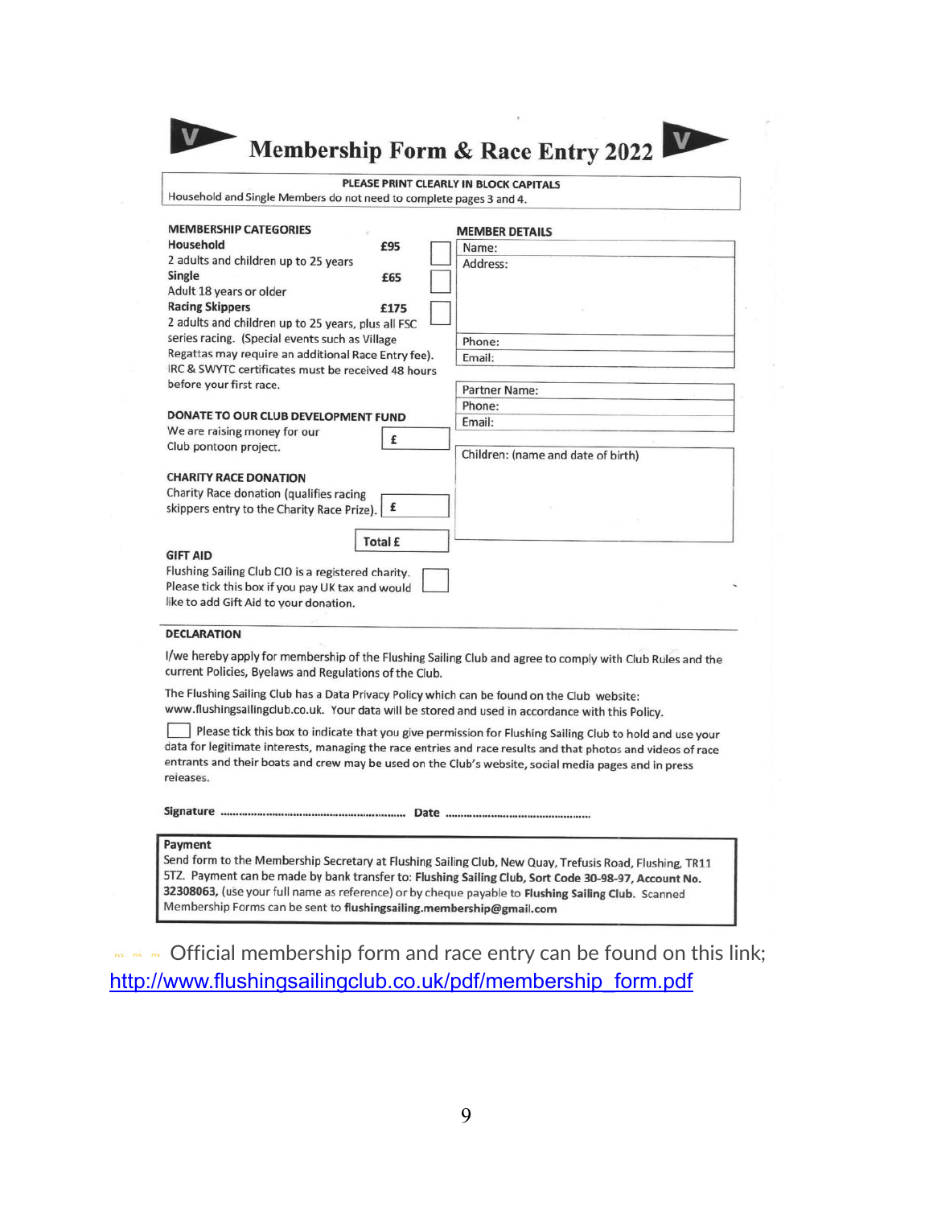# Membership Form & Race Entry 2022

**PLEASE PRINT CLEARLY IN BLOCK CAPITALS**
Household and Single Members do not need to complete pages 3 and 4.

**MEMBERSHIP CATEGORIES**

**Household** £95 ☐
2 adults and children up to 25 years

**Single** £65 ☐
Adult 18 years or older

**Racing Skippers** £175 ☐
2 adults and children up to 25 years, plus all FSC series racing. (Special events such as Village Regattas may require an additional Race Entry fee). IRC & SWYTC certificates must be received 48 hours before your first race.

**DONATE TO OUR CLUB DEVELOPMENT FUND**
We are raising money for our Club pontoon project. £

**CHARITY RACE DONATION**
Charity Race donation (qualifies racing skippers entry to the Charity Race Prize). £

Total £

**GIFT AID**
Flushing Sailing Club CIO is a registered charity. Please tick this box if you pay UK tax and would like to add Gift Aid to your donation. ☐

**MEMBER DETAILS**

Name:
Address:

Phone:
Email:

Partner Name:
Phone:
Email:

Children: (name and date of birth)

**DECLARATION**

I/we hereby apply for membership of the Flushing Sailing Club and agree to comply with Club Rules and the current Policies, Byelaws and Regulations of the Club.

The Flushing Sailing Club has a Data Privacy Policy which can be found on the Club website: www.flushingsailingclub.co.uk. Your data will be stored and used in accordance with this Policy.

☐ Please tick this box to indicate that you give permission for Flushing Sailing Club to hold and use your data for legitimate interests, managing the race entries and race results and that photos and videos of race entrants and their boats and crew may be used on the Club's website, social media pages and in press releases.

**Signature** ............................................................ **Date** ...............................................

**Payment**
Send form to the Membership Secretary at Flushing Sailing Club, New Quay, Trefusis Road, Flushing, TR11 5TZ. Payment can be made by bank transfer to: **Flushing Sailing Club, Sort Code 30-98-97, Account No. 32308063,** (use your full name as reference) or by cheque payable to **Flushing Sailing Club.** Scanned Membership Forms can be sent to **flushingsailing.membership@gmail.com**

Official membership form and race entry can be found on this link; http://www.flushingsailingclub.co.uk/pdf/membership_form.pdf